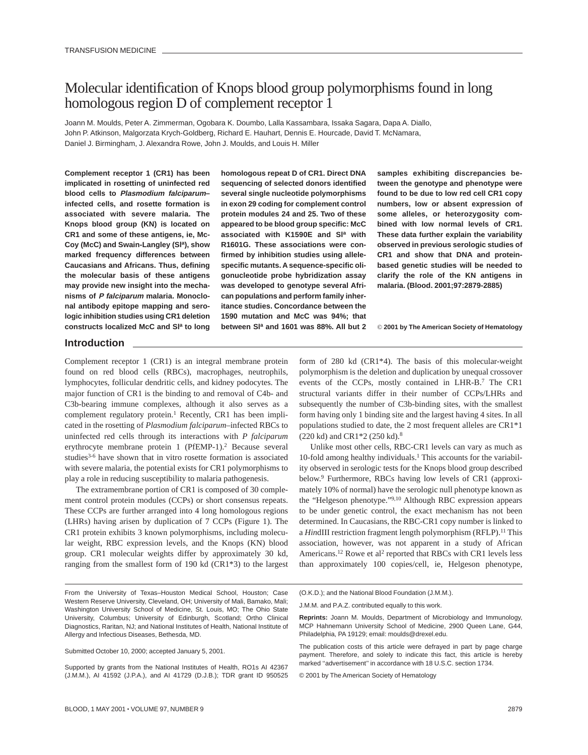# Molecular identification of Knops blood group polymorphisms found in long homologous region D of complement receptor 1

Joann M. Moulds, Peter A. Zimmerman, Ogobara K. Doumbo, Lalla Kassambara, Issaka Sagara, Dapa A. Diallo, John P. Atkinson, Malgorzata Krych-Goldberg, Richard E. Hauhart, Dennis E. Hourcade, David T. McNamara, Daniel J. Birmingham, J. Alexandra Rowe, John J. Moulds, and Louis H. Miller

**Complement receptor 1 (CR1) has been implicated in rosetting of uninfected red blood cells to *Plasmodium falciparum*–infected cells, and rosette formation is associated with severe malaria. The Knops blood group (KN) is located on CR1 and some of these antigens, ie, McCoy (McC) and Swain-Langley (Sl$^a$), show marked frequency differences between Caucasians and Africans. Thus, defining the molecular basis of these antigens may provide new insight into the mechanisms of *P falciparum* malaria. Monoclonal antibody epitope mapping and serologic inhibition studies using CR1 deletion constructs localized McC and Sl$^a$ to long homologous repeat D of CR1. Direct DNA sequencing of selected donors identified several single nucleotide polymorphisms in exon 29 coding for complement control protein modules 24 and 25. Two of these appeared to be blood group specific: McC associated with K1590E and Sl$^a$ with R1601G. These associations were confirmed by inhibition studies using allele-specific mutants. A sequence-specific oligonucleotide probe hybridization assay was developed to genotype several African populations and perform family inheritance studies. Concordance between the 1590 mutation and McC was 94%; that between Sl$^a$ and 1601 was 88%. All but 2 samples exhibiting discrepancies between the genotype and phenotype were found to be due to low red cell CR1 copy numbers, low or absent expression of some alleles, or heterozygosity combined with low normal levels of CR1. These data further explain the variability observed in previous serologic studies of CR1 and show that DNA and protein-based genetic studies will be needed to clarify the role of the KN antigens in malaria. (Blood. 2001;97:2879-2885)**

**© 2001 by The American Society of Hematology**

## Introduction

Complement receptor 1 (CR1) is an integral membrane protein found on red blood cells (RBCs), macrophages, neutrophils, lymphocytes, follicular dendritic cells, and kidney podocytes. The major function of CR1 is the binding to and removal of C4b- and C3b-bearing immune complexes, although it also serves as a complement regulatory protein.[1] Recently, CR1 has been implicated in the rosetting of *Plasmodium falciparum*–infected RBCs to uninfected red cells through its interactions with *P falciparum* erythrocyte membrane protein 1 (PfEMP-1).[2] Because several studies[3-6] have shown that in vitro rosette formation is associated with severe malaria, the potential exists for CR1 polymorphisms to play a role in reducing susceptibility to malaria pathogenesis.

The extramembrane portion of CR1 is composed of 30 complement control protein modules (CCPs) or short consensus repeats. These CCPs are further arranged into 4 long homologous regions (LHRs) having arisen by duplication of 7 CCPs (Figure 1). The CR1 protein exhibits 3 known polymorphisms, including molecular weight, RBC expression levels, and the Knops (KN) blood group. CR1 molecular weights differ by approximately 30 kd, ranging from the smallest form of 190 kd (CR1*3) to the largest form of 280 kd (CR1*4). The basis of this molecular-weight polymorphism is the deletion and duplication by unequal crossover events of the CCPs, mostly contained in LHR-B.[7] The CR1 structural variants differ in their number of CCPs/LHRs and subsequently the number of C3b-binding sites, with the smallest form having only 1 binding site and the largest having 4 sites. In all populations studied to date, the 2 most frequent alleles are CR1*1 (220 kd) and CR1*2 (250 kd).[8]

Unlike most other cells, RBC-CR1 levels can vary as much as 10-fold among healthy individuals.[1] This accounts for the variability observed in serologic tests for the Knops blood group described below.[9] Furthermore, RBCs having low levels of CR1 (approximately 10% of normal) have the serologic null phenotype known as the "Helgeson phenotype."[9,10] Although RBC expression appears to be under genetic control, the exact mechanism has not been determined. In Caucasians, the RBC-CR1 copy number is linked to a *Hin*dIII restriction fragment length polymorphism (RFLP).[11] This association, however, was not apparent in a study of African Americans.[12] Rowe et al[2] reported that RBCs with CR1 levels less than approximately 100 copies/cell, ie, Helgeson phenotype,

---

From the University of Texas–Houston Medical School, Houston; Case Western Reserve University, Cleveland, OH; University of Mali, Bamako, Mali; Washington University School of Medicine, St. Louis, MO; The Ohio State University, Columbus; University of Edinburgh, Scotland; Ortho Clinical Diagnostics, Raritan, NJ; and National Institutes of Health, National Institute of Allergy and Infectious Diseases, Bethesda, MD.

Submitted October 10, 2000; accepted January 5, 2001.

Supported by grants from the National Institutes of Health, RO1s AI 42367 (J.M.M.), AI 41592 (J.P.A.), and AI 41729 (D.J.B.); TDR grant ID 950525 (O.K.D.); and the National Blood Foundation (J.M.M.).

J.M.M. and P.A.Z. contributed equally to this work.

**Reprints:** Joann M. Moulds, Department of Microbiology and Immunology, MCP Hahnemann University School of Medicine, 2900 Queen Lane, G44, Philadelphia, PA 19129; email: moulds@drexel.edu.

The publication costs of this article were defrayed in part by page charge payment. Therefore, and solely to indicate this fact, this article is hereby marked "advertisement" in accordance with 18 U.S.C. section 1734.

© 2001 by The American Society of Hematology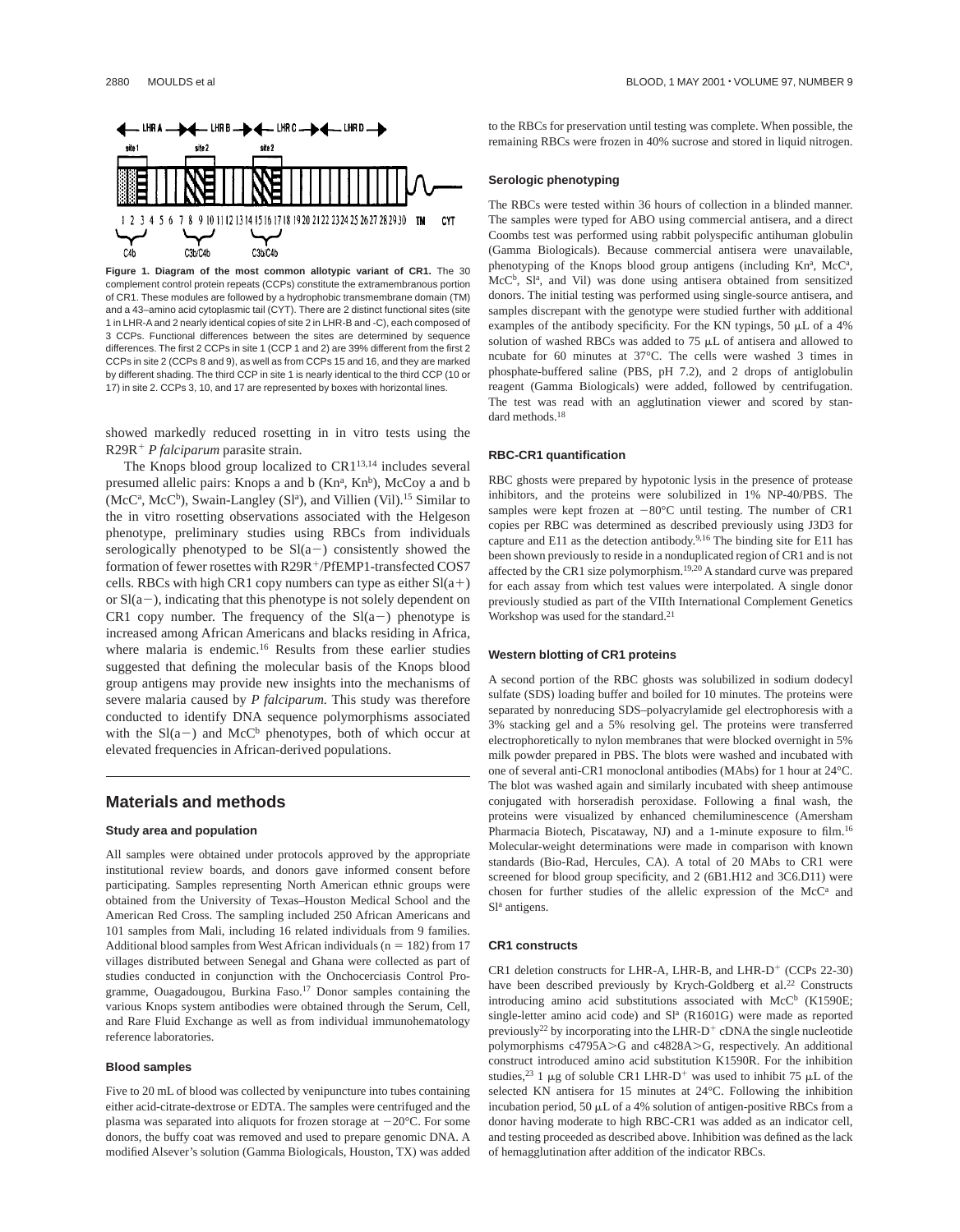**Figure 1. Diagram of the most common allotypic variant of CR1.** The 30 complement control protein repeats (CCPs) constitute the extramembranous portion of CR1. These modules are followed by a hydrophobic transmembrane domain (TM) and a 43–amino acid cytoplasmic tail (CYT). There are 2 distinct functional sites (site 1 in LHR-A and 2 nearly identical copies of site 2 in LHR-B and -C), each composed of 3 CCPs. Functional differences between the sites are determined by sequence differences. The first 2 CCPs in site 1 (CCP 1 and 2) are 39% different from the first 2 CCPs in site 2 (CCPs 8 and 9), as well as from CCPs 15 and 16, and they are marked by different shading. The third CCP in site 1 is nearly identical to the third CCP (10 or 17) in site 2. CCPs 3, 10, and 17 are represented by boxes with horizontal lines.

showed markedly reduced rosetting in in vitro tests using the R29R$^+$ *P falciparum* parasite strain.

The Knops blood group localized to CR1[13,14] includes several presumed allelic pairs: Knops a and b (Kn$^a$, Kn$^b$), McCoy a and b (McC$^a$, McC$^b$), Swain-Langley (Sl$^a$), and Villien (Vil).[15] Similar to the in vitro rosetting observations associated with the Helgeson phenotype, preliminary studies using RBCs from individuals serologically phenotyped to be Sl(a−) consistently showed the formation of fewer rosettes with R29R$^+$/PfEMP1-transfected COS7 cells. RBCs with high CR1 copy numbers can type as either Sl(a+) or Sl(a−), indicating that this phenotype is not solely dependent on CR1 copy number. The frequency of the Sl(a−) phenotype is increased among African Americans and blacks residing in Africa, where malaria is endemic.[16] Results from these earlier studies suggested that defining the molecular basis of the Knops blood group antigens may provide new insights into the mechanisms of severe malaria caused by *P falciparum.* This study was therefore conducted to identify DNA sequence polymorphisms associated with the Sl(a−) and McC$^b$ phenotypes, both of which occur at elevated frequencies in African-derived populations.

## Materials and methods

### Study area and population

All samples were obtained under protocols approved by the appropriate institutional review boards, and donors gave informed consent before participating. Samples representing North American ethnic groups were obtained from the University of Texas–Houston Medical School and the American Red Cross. The sampling included 250 African Americans and 101 samples from Mali, including 16 related individuals from 9 families. Additional blood samples from West African individuals (n = 182) from 17 villages distributed between Senegal and Ghana were collected as part of studies conducted in conjunction with the Onchocerciasis Control Programme, Ouagadougou, Burkina Faso.[17] Donor samples containing the various Knops system antibodies were obtained through the Serum, Cell, and Rare Fluid Exchange as well as from individual immunohematology reference laboratories.

### Blood samples

Five to 20 mL of blood was collected by venipuncture into tubes containing either acid-citrate-dextrose or EDTA. The samples were centrifuged and the plasma was separated into aliquots for frozen storage at −20°C. For some donors, the buffy coat was removed and used to prepare genomic DNA. A modified Alsever's solution (Gamma Biologicals, Houston, TX) was added to the RBCs for preservation until testing was complete. When possible, the remaining RBCs were frozen in 40% sucrose and stored in liquid nitrogen.

### Serologic phenotyping

The RBCs were tested within 36 hours of collection in a blinded manner. The samples were typed for ABO using commercial antisera, and a direct Coombs test was performed using rabbit polyspecific antihuman globulin (Gamma Biologicals). Because commercial antisera were unavailable, phenotyping of the Knops blood group antigens (including Kn$^a$, McC$^a$, McC$^b$, Sl$^a$, and Vil) was done using antisera obtained from sensitized donors. The initial testing was performed using single-source antisera, and samples discrepant with the genotype were studied further with additional examples of the antibody specificity. For the KN typings, 50 μL of a 4% solution of washed RBCs was added to 75 μL of antisera and allowed to ncubate for 60 minutes at 37°C. The cells were washed 3 times in phosphate-buffered saline (PBS, pH 7.2), and 2 drops of antiglobulin reagent (Gamma Biologicals) were added, followed by centrifugation. The test was read with an agglutination viewer and scored by standard methods.[18]

### RBC-CR1 quantification

RBC ghosts were prepared by hypotonic lysis in the presence of protease inhibitors, and the proteins were solubilized in 1% NP-40/PBS. The samples were kept frozen at −80°C until testing. The number of CR1 copies per RBC was determined as described previously using J3D3 for capture and E11 as the detection antibody.[9,16] The binding site for E11 has been shown previously to reside in a nonduplicated region of CR1 and is not affected by the CR1 size polymorphism.[19,20] A standard curve was prepared for each assay from which test values were interpolated. A single donor previously studied as part of the VIIth International Complement Genetics Workshop was used for the standard.[21]

### Western blotting of CR1 proteins

A second portion of the RBC ghosts was solubilized in sodium dodecyl sulfate (SDS) loading buffer and boiled for 10 minutes. The proteins were separated by nonreducing SDS–polyacrylamide gel electrophoresis with a 3% stacking gel and a 5% resolving gel. The proteins were transferred electrophoretically to nylon membranes that were blocked overnight in 5% milk powder prepared in PBS. The blots were washed and incubated with one of several anti-CR1 monoclonal antibodies (MAbs) for 1 hour at 24°C. The blot was washed again and similarly incubated with sheep antimouse conjugated with horseradish peroxidase. Following a final wash, the proteins were visualized by enhanced chemiluminescence (Amersham Pharmacia Biotech, Piscataway, NJ) and a 1-minute exposure to film.[16] Molecular-weight determinations were made in comparison with known standards (Bio-Rad, Hercules, CA). A total of 20 MAbs to CR1 were screened for blood group specificity, and 2 (6B1.H12 and 3C6.D11) were chosen for further studies of the allelic expression of the McC$^a$ and Sl$^a$ antigens.

### CR1 constructs

CR1 deletion constructs for LHR-A, LHR-B, and LHR-D$^+$ (CCPs 22-30) have been described previously by Krych-Goldberg et al.[22] Constructs introducing amino acid substitutions associated with McC$^b$ (K1590E; single-letter amino acid code) and Sl$^a$ (R1601G) were made as reported previously[22] by incorporating into the LHR-D$^+$ cDNA the single nucleotide polymorphisms c4795A>G and c4828A>G, respectively. An additional construct introduced amino acid substitution K1590R. For the inhibition studies,[23] 1 μg of soluble CR1 LHR-D$^+$ was used to inhibit 75 μL of the selected KN antisera for 15 minutes at 24°C. Following the inhibition incubation period, 50 μL of a 4% solution of antigen-positive RBCs from a donor having moderate to high RBC-CR1 was added as an indicator cell, and testing proceeded as described above. Inhibition was defined as the lack of hemagglutination after addition of the indicator RBCs.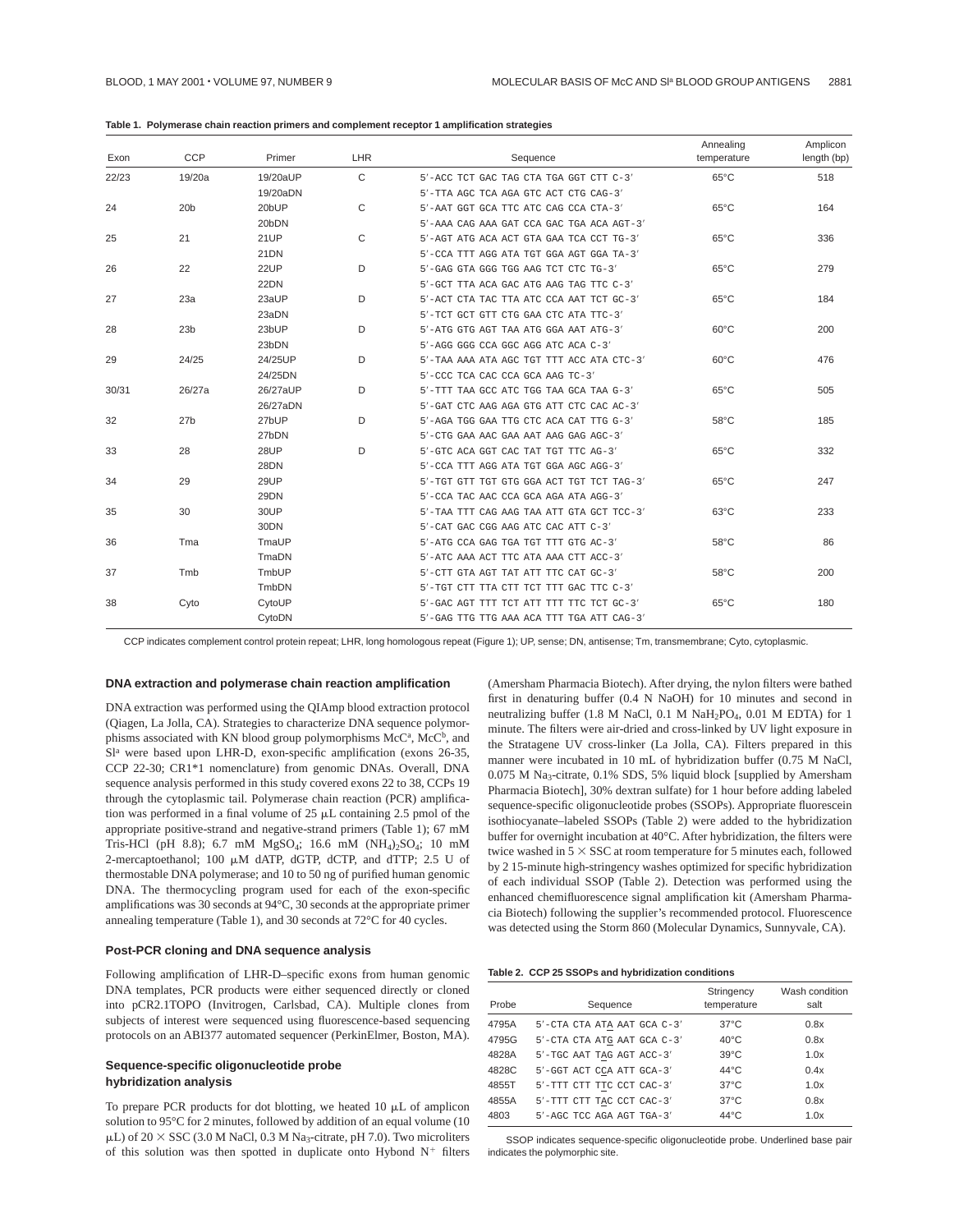**Table 1. Polymerase chain reaction primers and complement receptor 1 amplification strategies**

| Exon | CCP | Primer | LHR | Sequence | Annealing temperature | Amplicon length (bp) |
|---|---|---|---|---|---|---|
| 22/23 | 19/20a | 19/20aUP | C | 5′-ACC TCT GAC TAG CTA TGA GGT CTT C-3′ | 65°C | 518 |
| | | 19/20aDN | | 5′-TTA AGC TCA AGA GTC ACT CTG CAG-3′ | | |
| 24 | 20b | 20bUP | C | 5′-AAT GGT GCA TTC ATC CAG CCA CTA-3′ | 65°C | 164 |
| | | 20bDN | | 5′-AAA CAG AAA GAT CCA GAC TGA ACA AGT-3′ | | |
| 25 | 21 | 21UP | C | 5′-AGT ATG ACA ACT GTA GAA TCA CCT TG-3′ | 65°C | 336 |
| | | 21DN | | 5′-CCA TTT AGG ATA TGT GGA AGT GGA TA-3′ | | |
| 26 | 22 | 22UP | D | 5′-GAG GTA GGG TGG AAG TCT CTC TG-3′ | 65°C | 279 |
| | | 22DN | | 5′-GCT TTA ACA GAC ATG AAG TAG TTC C-3′ | | |
| 27 | 23a | 23aUP | D | 5′-ACT CTA TAC TTA ATC CCA AAT TCT GC-3′ | 65°C | 184 |
| | | 23aDN | | 5′-TCT GCT GTT CTG GAA CTC ATA TTC-3′ | | |
| 28 | 23b | 23bUP | D | 5′-ATG GTG AGT TAA ATG GGA AAT ATG-3′ | 60°C | 200 |
| | | 23bDN | | 5′-AGG GGG CCA GGC AGG ATC ACA C-3′ | | |
| 29 | 24/25 | 24/25UP | D | 5′-TAA AAA ATA AGC TGT TTT ACC ATA CTC-3′ | 60°C | 476 |
| | | 24/25DN | | 5′-CCC TCA CAC CCA GCA AAG TC-3′ | | |
| 30/31 | 26/27a | 26/27aUP | D | 5′-TTT TAA GCC ATC TGG TAA GCA TAA G-3′ | 65°C | 505 |
| | | 26/27aDN | | 5′-GAT CTC AAG AGA GTG ATT CTC CAC AC-3′ | | |
| 32 | 27b | 27bUP | D | 5′-AGA TGG GAA TTG CTC ACA CAT TTG G-3′ | 58°C | 185 |
| | | 27bDN | | 5′-CTG GAA AAC GAA AAT AAG GAG AGC-3′ | | |
| 33 | 28 | 28UP | D | 5′-GTC ACA GGT CAC TAT TGT TTC AG-3′ | 65°C | 332 |
| | | 28DN | | 5′-CCA TTT AGG ATA TGT GGA AGC AGG-3′ | | |
| 34 | 29 | 29UP | | 5′-TGT GTT TGT GTG GGA ACT TGT TCT TAG-3′ | 65°C | 247 |
| | | 29DN | | 5′-CCA TAC AAC CCA GCA AGA ATA AGG-3′ | | |
| 35 | 30 | 30UP | | 5′-TAA TTT CAG AAG TAA ATT GTA GCT TCC-3′ | 63°C | 233 |
| | | 30DN | | 5′-CAT GAC CGG AAG ATC CAC ATT C-3′ | | |
| 36 | Tma | TmaUP | | 5′-ATG CCA GAG TGA TGT TTT GTG AC-3′ | 58°C | 86 |
| | | TmaDN | | 5′-ATC AAA ACT TTC ATA AAA CTT ACC-3′ | | |
| 37 | Tmb | TmbUP | | 5′-CTT GTA AGT TAT ATT TTC CAT GC-3′ | 58°C | 200 |
| | | TmbDN | | 5′-TGT CTT TTA CTT TCT TTT GAC TTC C-3′ | | |
| 38 | Cyto | CytoUP | | 5′-GAC AGT TTT TCT ATT TTT TTC TCT GC-3′ | 65°C | 180 |
| | | CytoDN | | 5′-GAG TTG TTG AAA ACA TTT TGA ATT CAG-3′ | | |

CCP indicates complement control protein repeat; LHR, long homologous repeat (Figure 1); UP, sense; DN, antisense; Tm, transmembrane; Cyto, cytoplasmic.

### DNA extraction and polymerase chain reaction amplification

DNA extraction was performed using the QIAmp blood extraction protocol (Qiagen, La Jolla, CA). Strategies to characterize DNA sequence polymorphisms associated with KN blood group polymorphisms McC[a], McC[b], and Sl[a] were based upon LHR-D, exon-specific amplification (exons 26-35, CCP 22-30; CR1*1 nomenclature) from genomic DNAs. Overall, DNA sequence analysis performed in this study covered exons 22 to 38, CCPs 19 through the cytoplasmic tail. Polymerase chain reaction (PCR) amplification was performed in a final volume of 25 μL containing 2.5 pmol of the appropriate positive-strand and negative-strand primers (Table 1); 67 mM Tris-HCl (pH 8.8); 6.7 mM $MgSO_4$; 16.6 mM $(NH_4)_2SO_4$; 10 mM 2-mercaptoethanol; 100 μM dATP, dGTP, dCTP, and dTTP; 2.5 U of thermostable DNA polymerase; and 10 to 50 ng of purified human genomic DNA. The thermocycling program used for each of the exon-specific amplifications was 30 seconds at 94°C, 30 seconds at the appropriate primer annealing temperature (Table 1), and 30 seconds at 72°C for 40 cycles.

### Post-PCR cloning and DNA sequence analysis

Following amplification of LHR-D–specific exons from human genomic DNA templates, PCR products were either sequenced directly or cloned into pCR2.1TOPO (Invitrogen, Carlsbad, CA). Multiple clones from subjects of interest were sequenced using fluorescence-based sequencing protocols on an ABI377 automated sequencer (PerkinElmer, Boston, MA).

### Sequence-specific oligonucleotide probe hybridization analysis

To prepare PCR products for dot blotting, we heated 10 μL of amplicon solution to 95°C for 2 minutes, followed by addition of an equal volume (10 μL) of 20 × SSC (3.0 M NaCl, 0.3 M $Na_3$-citrate, pH 7.0). Two microliters of this solution was then spotted in duplicate onto Hybond $N^+$ filters (Amersham Pharmacia Biotech). After drying, the nylon filters were bathed first in denaturing buffer (0.4 N NaOH) for 10 minutes and second in neutralizing buffer (1.8 M NaCl, 0.1 M $NaH_2PO_4$, 0.01 M EDTA) for 1 minute. The filters were air-dried and cross-linked by UV light exposure in the Stratagene UV cross-linker (La Jolla, CA). Filters prepared in this manner were incubated in 10 mL of hybridization buffer (0.75 M NaCl, 0.075 M $Na_3$-citrate, 0.1% SDS, 5% liquid block [supplied by Amersham Pharmacia Biotech], 30% dextran sulfate) for 1 hour before adding labeled sequence-specific oligonucleotide probes (SSOPs). Appropriate fluorescein isothiocyanate–labeled SSOPs (Table 2) were added to the hybridization buffer for overnight incubation at 40°C. After hybridization, the filters were twice washed in 5 × SSC at room temperature for 5 minutes each, followed by 2 15-minute high-stringency washes optimized for specific hybridization of each individual SSOP (Table 2). Detection was performed using the enhanced chemifluorescence signal amplification kit (Amersham Pharmacia Biotech) following the supplier's recommended protocol. Fluorescence was detected using the Storm 860 (Molecular Dynamics, Sunnyvale, CA).

**Table 2. CCP 25 SSOPs and hybridization conditions**

| Probe | Sequence | Stringency temperature | Wash condition salt |
|---|---|---|---|
| 4795A | 5′-CTA CTA ATA AAT GCA C-3′ | 37°C | 0.8x |
| 4795G | 5′-CTA CTA ATG AAT GCA C-3′ | 40°C | 0.8x |
| 4828A | 5′-TGC AAT TAG AGT ACC-3′ | 39°C | 1.0x |
| 4828C | 5′-GGT ACT CCA ATT GCA-3′ | 44°C | 0.4x |
| 4855T | 5′-TTT CTT TTC CCT CAC-3′ | 37°C | 1.0x |
| 4855A | 5′-TTT CTT TAC CCT CAC-3′ | 37°C | 0.8x |
| 4803 | 5′-AGC TCC AGA AGT TGA-3′ | 44°C | 1.0x |

SSOP indicates sequence-specific oligonucleotide probe. Underlined base pair indicates the polymorphic site.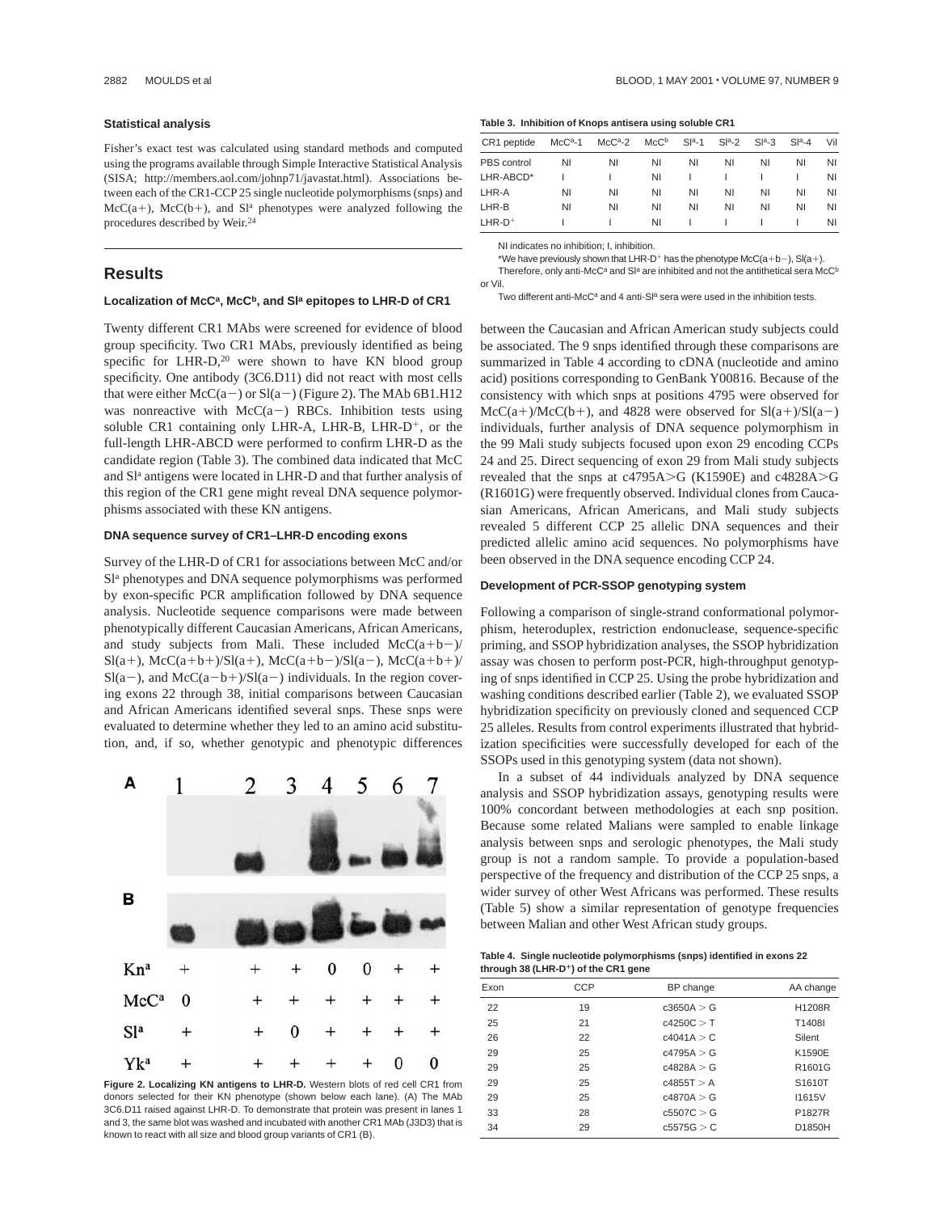### Statistical analysis

Fisher's exact test was calculated using standard methods and computed using the programs available through Simple Interactive Statistical Analysis (SISA; http://members.aol.com/johnp71/javastat.html). Associations between each of the CR1-CCP 25 single nucleotide polymorphisms (snps) and McC(a+), McC(b+), and Sl$^a$ phenotypes were analyzed following the procedures described by Weir.[24]

## Results

### Localization of McC$^a$, McC$^b$, and Sl$^a$ epitopes to LHR-D of CR1

Twenty different CR1 MAbs were screened for evidence of blood group specificity. Two CR1 MAbs, previously identified as being specific for LHR-D,[20] were shown to have KN blood group specificity. One antibody (3C6.D11) did not react with most cells that were either McC(a−) or Sl(a−) (Figure 2). The MAb 6B1.H12 was nonreactive with McC(a−) RBCs. Inhibition tests using soluble CR1 containing only LHR-A, LHR-B, LHR-D$^+$, or the full-length LHR-ABCD were performed to confirm LHR-D as the candidate region (Table 3). The combined data indicated that McC and Sl$^a$ antigens were located in LHR-D and that further analysis of this region of the CR1 gene might reveal DNA sequence polymorphisms associated with these KN antigens.

### DNA sequence survey of CR1–LHR-D encoding exons

Survey of the LHR-D of CR1 for associations between McC and/or Sl$^a$ phenotypes and DNA sequence polymorphisms was performed by exon-specific PCR amplification followed by DNA sequence analysis. Nucleotide sequence comparisons were made between phenotypically different Caucasian Americans, African Americans, and study subjects from Mali. These included McC(a+b−)/Sl(a+), McC(a+b+)/Sl(a+), McC(a+b−)/Sl(a−), McC(a+b+)/Sl(a−), and McC(a−b+)/Sl(a−) individuals. In the region covering exons 22 through 38, initial comparisons between Caucasian and African Americans identified several snps. These snps were evaluated to determine whether they led to an amino acid substitution, and, if so, whether genotypic and phenotypic differences between the Caucasian and African American study subjects could be associated. The 9 snps identified through these comparisons are summarized in Table 4 according to cDNA (nucleotide and amino acid) positions corresponding to GenBank Y00816. Because of the consistency with which snps at positions 4795 were observed for McC(a+)/McC(b+), and 4828 were observed for Sl(a+)/Sl(a−) individuals, further analysis of DNA sequence polymorphism in the 99 Mali study subjects focused upon exon 29 encoding CCPs 24 and 25. Direct sequencing of exon 29 from Mali study subjects revealed that the snps at c4795A>G (K1590E) and c4828A>G (R1601G) were frequently observed. Individual clones from Caucasian Americans, African Americans, and Mali study subjects revealed 5 different CCP 25 allelic DNA sequences and their predicted allelic amino acid sequences. No polymorphisms have been observed in the DNA sequence encoding CCP 24.

| | 1 | 2 | 3 | 4 | 5 | 6 | 7 |
|---|---|---|---|---|---|---|---|
| Kn$^a$ | + | + | + | 0 | 0 | + | + |
| McC$^a$ | 0 | + | + | + | + | + | + |
| Sl$^a$ | + | + | 0 | + | + | + | + |
| Yk$^a$ | + | + | + | + | + | 0 | 0 |

**Figure 2. Localizing KN antigens to LHR-D.** Western blots of red cell CR1 from donors selected for their KN phenotype (shown below each lane). (A) The MAb 3C6.D11 raised against LHR-D. To demonstrate that protein was present in lanes 1 and 3, the same blot was washed and incubated with another CR1 MAb (J3D3) that is known to react with all size and blood group variants of CR1 (B).

**Table 3. Inhibition of Knops antisera using soluble CR1**

| CR1 peptide | McC$^a$-1 | McC$^a$-2 | McC$^b$ | Sl$^a$-1 | Sl$^a$-2 | Sl$^a$-3 | Sl$^a$-4 | Vil |
|---|---|---|---|---|---|---|---|---|
| PBS control | NI | NI | NI | NI | NI | NI | NI | NI |
| LHR-ABCD* | I | I | NI | I | I | I | I | NI |
| LHR-A | NI | NI | NI | NI | NI | NI | NI | NI |
| LHR-B | NI | NI | NI | NI | NI | NI | NI | NI |
| LHR-D$^+$ | I | I | NI | I | I | I | I | NI |

NI indicates no inhibition; I, inhibition.

*We have previously shown that LHR-D$^+$ has the phenotype McC(a+b−), Sl(a+). Therefore, only anti-McC$^a$ and Sl$^a$ are inhibited and not the antithetical sera McC$^b$ or Vil.

Two different anti-McC$^a$ and 4 anti-Sl$^a$ sera were used in the inhibition tests.

### Development of PCR-SSOP genotyping system

Following a comparison of single-strand conformational polymorphism, heteroduplex, restriction endonuclease, sequence-specific priming, and SSOP hybridization analyses, the SSOP hybridization assay was chosen to perform post-PCR, high-throughput genotyping of snps identified in CCP 25. Using the probe hybridization and washing conditions described earlier (Table 2), we evaluated SSOP hybridization specificity on previously cloned and sequenced CCP 25 alleles. Results from control experiments illustrated that hybridization specificities were successfully developed for each of the SSOPs used in this genotyping system (data not shown).

In a subset of 44 individuals analyzed by DNA sequence analysis and SSOP hybridization assays, genotyping results were 100% concordant between methodologies at each snp position. Because some related Malians were sampled to enable linkage analysis between snps and serologic phenotypes, the Mali study group is not a random sample. To provide a population-based perspective of the frequency and distribution of the CCP 25 snps, a wider survey of other West Africans was performed. These results (Table 5) show a similar representation of genotype frequencies between Malian and other West African study groups.

**Table 4. Single nucleotide polymorphisms (snps) identified in exons 22 through 38 (LHR-D$^+$) of the CR1 gene**

| Exon | CCP | BP change | AA change |
|---|---|---|---|
| 22 | 19 | c3650A > G | H1208R |
| 25 | 21 | c4250C > T | T1408I |
| 26 | 22 | c4041A > C | Silent |
| 29 | 25 | c4795A > G | K1590E |
| 29 | 25 | c4828A > G | R1601G |
| 29 | 25 | c4855T > A | S1610T |
| 29 | 25 | c4870A > G | I1615V |
| 33 | 28 | c5507C > G | P1827R |
| 34 | 29 | c5575G > C | D1850H |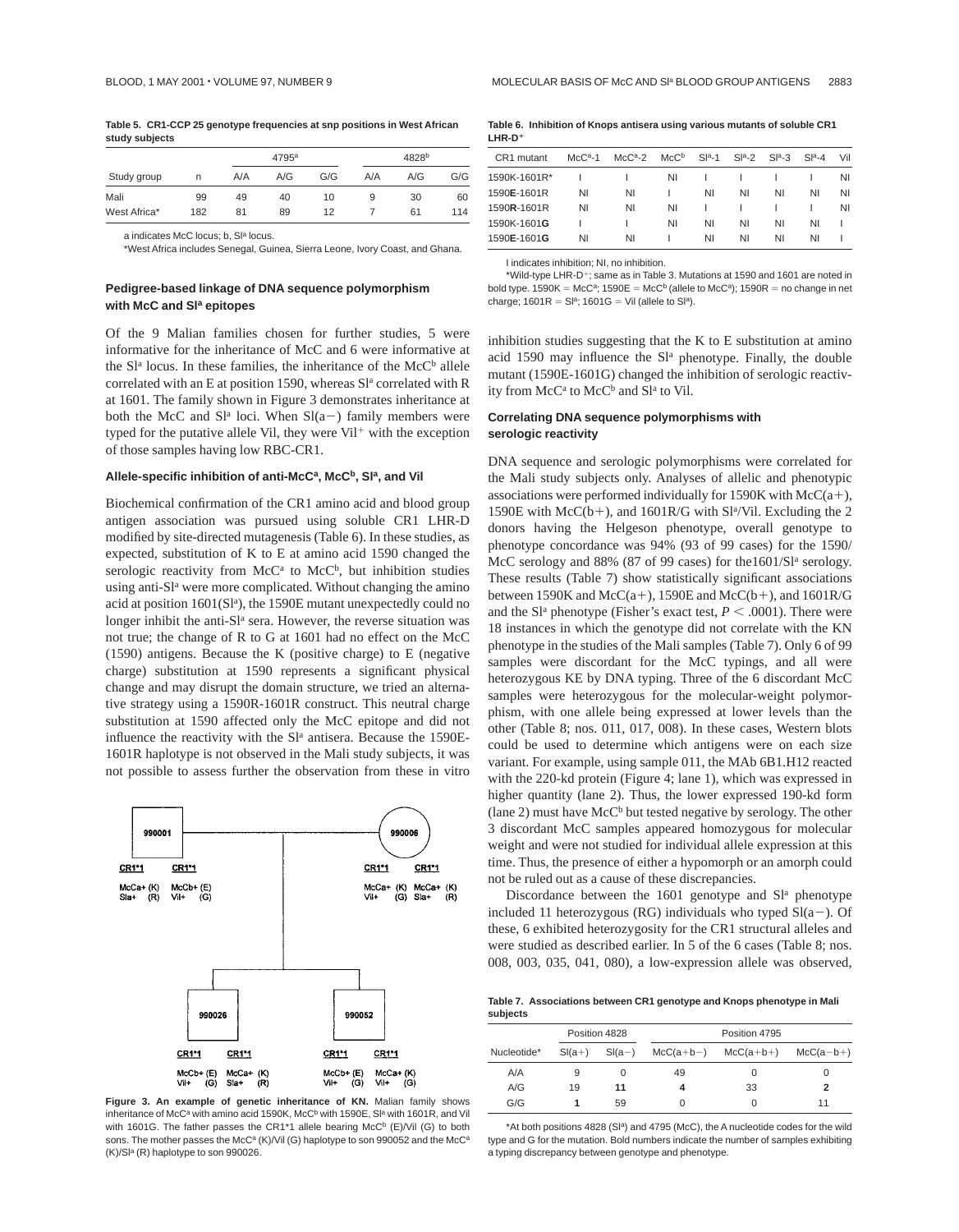**Table 5. CR1-CCP 25 genotype frequencies at snp positions in West African study subjects**

| Study group | n | 4795[a] | | | 4828[b] | | |
|---|---|---|---|---|---|---|---|
| | | A/A | A/G | G/G | A/A | A/G | G/G |
| Mali | 99 | 49 | 40 | 10 | 9 | 30 | 60 |
| West Africa* | 182 | 81 | 89 | 12 | 7 | 61 | 114 |

a indicates McC locus; b, Sl[a] locus.

*West Africa includes Senegal, Guinea, Sierra Leone, Ivory Coast, and Ghana.

### Pedigree-based linkage of DNA sequence polymorphism with McC and Sl[a] epitopes

Of the 9 Malian families chosen for further studies, 5 were informative for the inheritance of McC and 6 were informative at the Sl[a] locus. In these families, the inheritance of the McC[b] allele correlated with an E at position 1590, whereas Sl[a] correlated with R at 1601. The family shown in Figure 3 demonstrates inheritance at both the McC and Sl[a] loci. When Sl(a−) family members were typed for the putative allele Vil, they were Vil[+] with the exception of those samples having low RBC-CR1.

### Allele-specific inhibition of anti-McC[a], McC[b], Sl[a], and Vil

Biochemical confirmation of the CR1 amino acid and blood group antigen association was pursued using soluble CR1 LHR-D modified by site-directed mutagenesis (Table 6). In these studies, as expected, substitution of K to E at amino acid 1590 changed the serologic reactivity from McC[a] to McC[b], but inhibition studies using anti-Sl[a] were more complicated. Without changing the amino acid at position 1601(Sl[a]), the 1590E mutant unexpectedly could no longer inhibit the anti-Sl[a] sera. However, the reverse situation was not true; the change of R to G at 1601 had no effect on the McC (1590) antigens. Because the K (positive charge) to E (negative charge) substitution at 1590 represents a significant physical change and may disrupt the domain structure, we tried an alternative strategy using a 1590R-1601R construct. This neutral charge substitution at 1590 affected only the McC epitope and did not influence the reactivity with the Sl[a] antisera. Because the 1590E-1601R haplotype is not observed in the Mali study subjects, it was not possible to assess further the observation from these in vitro

Figure 3. An example of genetic inheritance of KN. Malian family shows inheritance of McC[a] with amino acid 1590K, McC[b] with 1590E, Sl[a] with 1601R, and Vil with 1601G. The father passes the CR1*1 allele bearing McC[b] (E)/Vil (G) to both sons. The mother passes the McC[a] (K)/Vil (G) haplotype to son 990052 and the McC[a] (K)/Sl[a] (R) haplotype to son 990026.

**Table 6. Inhibition of Knops antisera using various mutants of soluble CR1 LHR-D[+]**

| CR1 mutant | McC[a]-1 | McC[a]-2 | McC[b] | Sl[a]-1 | Sl[a]-2 | Sl[a]-3 | Sl[a]-4 | Vil |
|---|---|---|---|---|---|---|---|---|
| 1590K-1601R* | I | I | NI | I | I | I | I | NI |
| 1590**E**-1601R | NI | NI | I | NI | NI | NI | NI | NI |
| 1590**R**-1601R | NI | NI | NI | I | I | I | I | NI |
| 1590K-1601**G** | I | I | NI | NI | NI | NI | NI | I |
| 1590**E**-1601**G** | NI | NI | I | NI | NI | NI | NI | I |

I indicates inhibition; NI, no inhibition.

*Wild-type LHR-D[+]; same as in Table 3. Mutations at 1590 and 1601 are noted in bold type. 1590K = McC[a]; 1590E = McC[b] (allele to McC[a]); 1590R = no change in net charge; 1601R = Sl[a]; 1601G = Vil (allele to Sl[a]).

inhibition studies suggesting that the K to E substitution at amino acid 1590 may influence the Sl[a] phenotype. Finally, the double mutant (1590E-1601G) changed the inhibition of serologic reactivity from McC[a] to McC[b] and Sl[a] to Vil.

### Correlating DNA sequence polymorphisms with serologic reactivity

DNA sequence and serologic polymorphisms were correlated for the Mali study subjects only. Analyses of allelic and phenotypic associations were performed individually for 1590K with McC(a+), 1590E with McC(b+), and 1601R/G with Sl[a]/Vil. Excluding the 2 donors having the Helgeson phenotype, overall genotype to phenotype concordance was 94% (93 of 99 cases) for the 1590/McC serology and 88% (87 of 99 cases) for the1601/Sl[a] serology. These results (Table 7) show statistically significant associations between 1590K and McC(a+), 1590E and McC(b+), and 1601R/G and the Sl[a] phenotype (Fisher's exact test, $P < .0001$). There were 18 instances in which the genotype did not correlate with the KN phenotype in the studies of the Mali samples (Table 7). Only 6 of 99 samples were discordant for the McC typings, and all were heterozygous KE by DNA typing. Three of the 6 discordant McC samples were heterozygous for the molecular-weight polymorphism, with one allele being expressed at lower levels than the other (Table 8; nos. 011, 017, 008). In these cases, Western blots could be used to determine which antigens were on each size variant. For example, using sample 011, the MAb 6B1.H12 reacted with the 220-kd protein (Figure 4; lane 1), which was expressed in higher quantity (lane 2). Thus, the lower expressed 190-kd form (lane 2) must have McC[b] but tested negative by serology. The other 3 discordant McC samples appeared homozygous for molecular weight and were not studied for individual allele expression at this time. Thus, the presence of either a hypomorph or an amorph could not be ruled out as a cause of these discrepancies.

Discordance between the 1601 genotype and Sl[a] phenotype included 11 heterozygous (RG) individuals who typed Sl(a−). Of these, 6 exhibited heterozygosity for the CR1 structural alleles and were studied as described earlier. In 5 of the 6 cases (Table 8; nos. 008, 003, 035, 041, 080), a low-expression allele was observed,

**Table 7. Associations between CR1 genotype and Knops phenotype in Mali subjects**

| Nucleotide* | Position 4828 | | Position 4795 | | |
|---|---|---|---|---|---|
| | Sl(a+) | Sl(a−) | McC(a+b−) | McC(a+b+) | McC(a−b+) |
| A/A | 9 | 0 | 49 | 0 | 0 |
| A/G | 19 | **11** | **4** | 33 | **2** |
| G/G | **1** | 59 | 0 | 0 | 11 |

*At both positions 4828 (Sl[a]) and 4795 (McC), the A nucleotide codes for the wild type and G for the mutation. Bold numbers indicate the number of samples exhibiting a typing discrepancy between genotype and phenotype.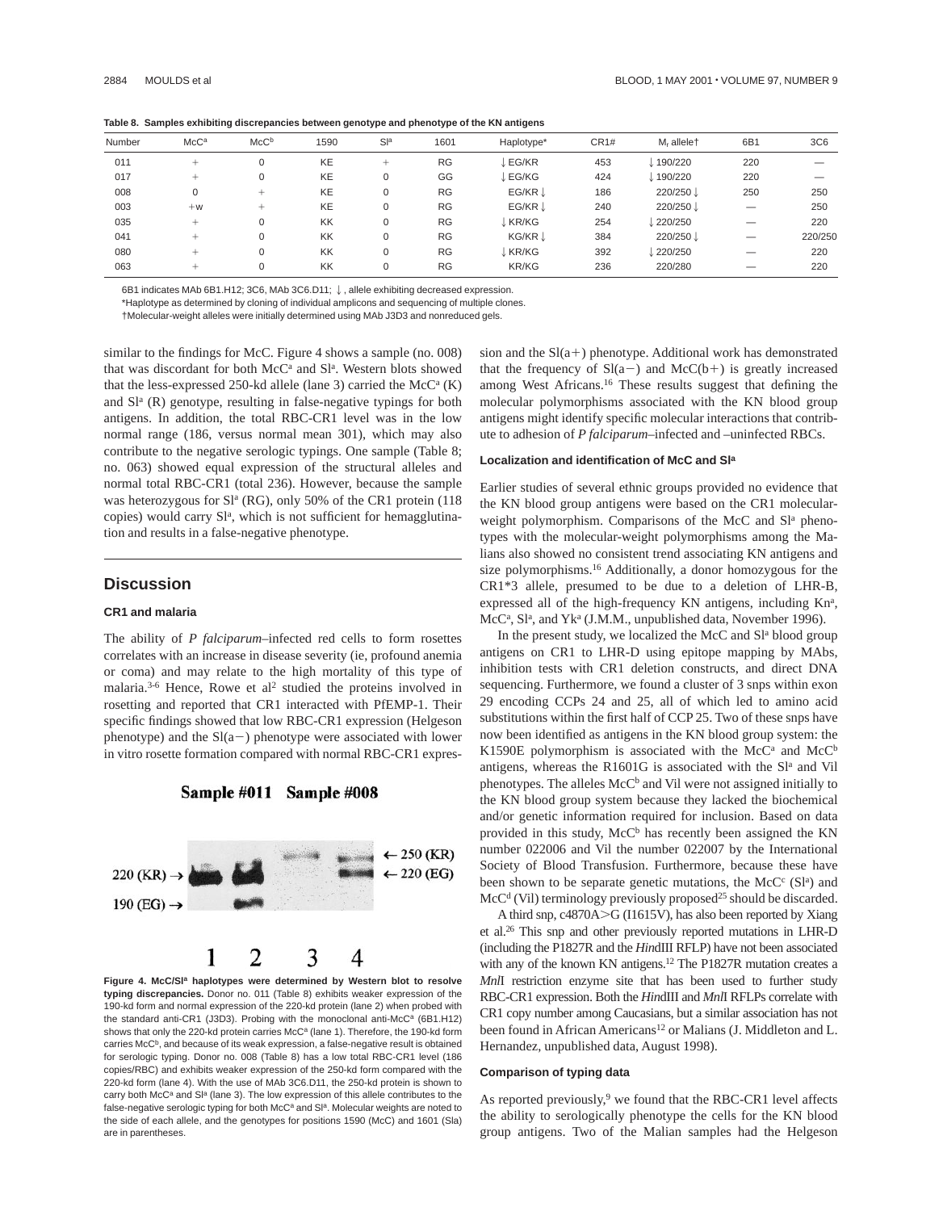**Table 8. Samples exhibiting discrepancies between genotype and phenotype of the KN antigens**

| Number | McC[a] | McC[b] | 1590 | Sl[a] | 1601 | Haplotype* | CR1# | $M_r$ allele† | 6B1 | 3C6 |
|---|---|---|---|---|---|---|---|---|---|---|
| 011 | + | 0 | KE | + | RG | ↓EG/KR | 453 | ↓190/220 | 220 | — |
| 017 | + | 0 | KE | 0 | GG | ↓EG/KG | 424 | ↓190/220 | 220 | — |
| 008 | 0 | + | KE | 0 | RG | EG/KR↓ | 186 | 220/250↓ | 250 | 250 |
| 003 | +w | + | KE | 0 | RG | EG/KR↓ | 240 | 220/250↓ | — | 250 |
| 035 | + | 0 | KK | 0 | RG | ↓KR/KG | 254 | ↓220/250 | — | 220 |
| 041 | + | 0 | KK | 0 | RG | KG/KR↓ | 384 | 220/250↓ | — | 220/250 |
| 080 | + | 0 | KK | 0 | RG | ↓KR/KG | 392 | ↓220/250 | — | 220 |
| 063 | + | 0 | KK | 0 | RG | KR/KG | 236 | 220/280 | — | 220 |

6B1 indicates MAb 6B1.H12; 3C6, MAb 3C6.D11; ↓, allele exhibiting decreased expression.

*Haplotype as determined by cloning of individual amplicons and sequencing of multiple clones.

†Molecular-weight alleles were initially determined using MAb J3D3 and nonreduced gels.

similar to the findings for McC. Figure 4 shows a sample (no. 008) that was discordant for both McC[a] and Sl[a]. Western blots showed that the less-expressed 250-kd allele (lane 3) carried the McC[a] (K) and Sl[a] (R) genotype, resulting in false-negative typings for both antigens. In addition, the total RBC-CR1 level was in the low normal range (186, versus normal mean 301), which may also contribute to the negative serologic typings. One sample (Table 8; no. 063) showed equal expression of the structural alleles and normal total RBC-CR1 (total 236). However, because the sample was heterozygous for Sl[a] (RG), only 50% of the CR1 protein (118 copies) would carry Sl[a], which is not sufficient for hemagglutination and results in a false-negative phenotype.

## Discussion

### CR1 and malaria

The ability of *P falciparum*–infected red cells to form rosettes correlates with an increase in disease severity (ie, profound anemia or coma) and may relate to the high mortality of this type of malaria.[3-6] Hence, Rowe et al[2] studied the proteins involved in rosetting and reported that CR1 interacted with PfEMP-1. Their specific findings showed that low RBC-CR1 expression (Helgeson phenotype) and the Sl(a−) phenotype were associated with lower in vitro rosette formation compared with normal RBC-CR1 expression and the Sl(a+) phenotype. Additional work has demonstrated that the frequency of Sl(a−) and McC(b+) is greatly increased among West Africans.[16] These results suggest that defining the molecular polymorphisms associated with the KN blood group antigens might identify specific molecular interactions that contribute to adhesion of *P falciparum*–infected and –uninfected RBCs.

**Figure 4. McC/Sl[a] haplotypes were determined by Western blot to resolve typing discrepancies.** Donor no. 011 (Table 8) exhibits weaker expression of the 190-kd form and normal expression of the 220-kd protein (lane 2) when probed with the standard anti-CR1 (J3D3). Probing with the monoclonal anti-McC[a] (6B1.H12) shows that only the 220-kd protein carries McC[a] (lane 1). Therefore, the 190-kd form carries McC[b], and because of its weak expression, a false-negative result is obtained for serologic typing. Donor no. 008 (Table 8) has a low total RBC-CR1 level (186 copies/RBC) and exhibits weaker expression of the 250-kd form compared with the 220-kd form (lane 4). With the use of MAb 3C6.D11, the 250-kd protein is shown to carry both McC[a] and Sl[a] (lane 3). The low expression of this allele contributes to the false-negative serologic typing for both McC[a] and Sl[a]. Molecular weights are noted to the side of each allele, and the genotypes for positions 1590 (McC) and 1601 (Sla) are in parentheses.

### Localization and identification of McC and Sl[a]

Earlier studies of several ethnic groups provided no evidence that the KN blood group antigens were based on the CR1 molecular-weight polymorphism. Comparisons of the McC and Sl[a] phenotypes with the molecular-weight polymorphisms among the Malians also showed no consistent trend associating KN antigens and size polymorphisms.[16] Additionally, a donor homozygous for the CR1*3 allele, presumed to be due to a deletion of LHR-B, expressed all of the high-frequency KN antigens, including Kn[a], McC[a], Sl[a], and Yk[a] (J.M.M., unpublished data, November 1996).

In the present study, we localized the McC and Sl[a] blood group antigens on CR1 to LHR-D using epitope mapping by MAbs, inhibition tests with CR1 deletion constructs, and direct DNA sequencing. Furthermore, we found a cluster of 3 snps within exon 29 encoding CCPs 24 and 25, all of which led to amino acid substitutions within the first half of CCP 25. Two of these snps have now been identified as antigens in the KN blood group system: the K1590E polymorphism is associated with the McC[a] and McC[b] antigens, whereas the R1601G is associated with the Sl[a] and Vil phenotypes. The alleles McC[b] and Vil were not assigned initially to the KN blood group system because they lacked the biochemical and/or genetic information required for inclusion. Based on data provided in this study, McC[b] has recently been assigned the KN number 022006 and Vil the number 022007 by the International Society of Blood Transfusion. Furthermore, because these have been shown to be separate genetic mutations, the McC[c] (Sl[a]) and McC[d] (Vil) terminology previously proposed[25] should be discarded.

A third snp, c4870A>G (I1615V), has also been reported by Xiang et al.[26] This snp and other previously reported mutations in LHR-D (including the P1827R and the *Hin*dIII RFLP) have not been associated with any of the known KN antigens.[12] The P1827R mutation creates a *Mnl*I restriction enzyme site that has been used to further study RBC-CR1 expression. Both the *Hin*dIII and *Mnl*I RFLPs correlate with CR1 copy number among Caucasians, but a similar association has not been found in African Americans[12] or Malians (J. Middleton and L. Hernandez, unpublished data, August 1998).

### Comparison of typing data

As reported previously,[9] we found that the RBC-CR1 level affects the ability to serologically phenotype the cells for the KN blood group antigens. Two of the Malian samples had the Helgeson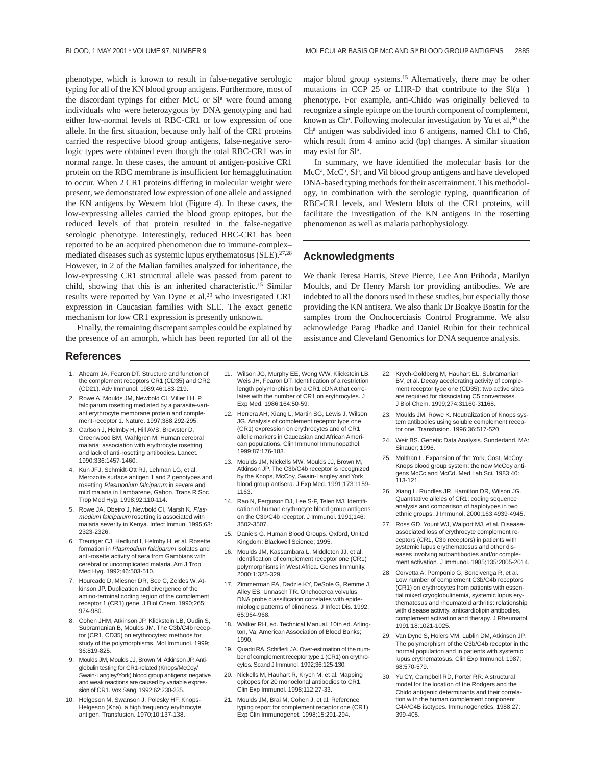phenotype, which is known to result in false-negative serologic typing for all of the KN blood group antigens. Furthermore, most of the discordant typings for either McC or Sl$^a$ were found among individuals who were heterozygous by DNA genotyping and had either low-normal levels of RBC-CR1 or low expression of one allele. In the first situation, because only half of the CR1 proteins carried the respective blood group antigens, false-negative serologic types were obtained even though the total RBC-CR1 was in normal range. In these cases, the amount of antigen-positive CR1 protein on the RBC membrane is insufficient for hemagglutination to occur. When 2 CR1 proteins differing in molecular weight were present, we demonstrated low expression of one allele and assigned the KN antigens by Western blot (Figure 4). In these cases, the low-expressing alleles carried the blood group epitopes, but the reduced levels of that protein resulted in the false-negative serologic phenotype. Interestingly, reduced RBC-CR1 has been reported to be an acquired phenomenon due to immune-complex–mediated diseases such as systemic lupus erythematosus (SLE).[27,28] However, in 2 of the Malian families analyzed for inheritance, the low-expressing CR1 structural allele was passed from parent to child, showing that this is an inherited characteristic.[15] Similar results were reported by Van Dyne et al,[29] who investigated CR1 expression in Caucasian families with SLE. The exact genetic mechanism for low CR1 expression is presently unknown.

Finally, the remaining discrepant samples could be explained by the presence of an amorph, which has been reported for all of the major blood group systems.[15] Alternatively, there may be other mutations in CCP 25 or LHR-D that contribute to the Sl(a−) phenotype. For example, anti-Chido was originally believed to recognize a single epitope on the fourth component of complement, known as Ch$^a$. Following molecular investigation by Yu et al,[30] the Ch$^a$ antigen was subdivided into 6 antigens, named Ch1 to Ch6, which result from 4 amino acid (bp) changes. A similar situation may exist for Sl$^a$.

In summary, we have identified the molecular basis for the McC$^a$, McC$^b$, Sl$^a$, and Vil blood group antigens and have developed DNA-based typing methods for their ascertainment. This methodology, in combination with the serologic typing, quantification of RBC-CR1 levels, and Western blots of the CR1 proteins, will facilitate the investigation of the KN antigens in the rosetting phenomenon as well as malaria pathophysiology.

## Acknowledgments

We thank Teresa Harris, Steve Pierce, Lee Ann Prihoda, Marilyn Moulds, and Dr Henry Marsh for providing antibodies. We are indebted to all the donors used in these studies, but especially those providing the KN antisera. We also thank Dr Boakye Boatin for the samples from the Onchocerciasis Control Programme. We also acknowledge Parag Phadke and Daniel Rubin for their technical assistance and Cleveland Genomics for DNA sequence analysis.

## References

1. Ahearn JA, Fearon DT. Structure and function of the complement receptors CR1 (CD35) and CR2 (CD21). Adv Immunol. 1989;46:183-219.
2. Rowe A, Moulds JM, Newbold CI, Miller LH. P. falciparum rosetting mediated by a parasite-variant erythrocyte membrane protein and complement-receptor 1. Nature. 1997;388:292-295.
3. Carlson J, Helmby H, Hill AVS, Brewster D, Greenwood BM, Wahlgren M. Human cerebral malaria: association with erythrocyte rosetting and lack of anti-rosetting antibodies. Lancet. 1990;336:1457-1460.
4. Kun JFJ, Schmidt-Ott RJ, Lehman LG, et al. Merozoite surface antigen 1 and 2 genotypes and rosetting *Plasmodium falciparum* in severe and mild malaria in Lambarene, Gabon. Trans R Soc Trop Med Hyg. 1998;92:110-114.
5. Rowe JA, Obeiro J, Newbold CI, Marsh K. *Plasmodium falciparum* rosetting is associated with malaria severity in Kenya. Infect Immun. 1995;63:2323-2326.
6. Treutiger CJ, Hedlund I, Helmby H, et al. Rosette formation in *Plasmodium falciparum* isolates and anti-rosette activity of sera from Gambians with cerebral or uncomplicated malaria. Am J Trop Med Hyg. 1992;46:503-510.
7. Hourcade D, Miesner DR, Bee C, Zeldes W, Atkinson JP. Duplication and divergence of the amino-terminal coding region of the complement receptor 1 (CR1) gene. J Biol Chem. 1990;265:974-980.
8. Cohen JHM, Atkinson JP, Klickstein LB, Oudin S, Subramanian B, Moulds JM. The C3b/C4b receptor (CR1, CD35) on erythrocytes: methods for study of the polymorphisms. Mol Immunol. 1999;36:819-825.
9. Moulds JM, Moulds JJ, Brown M, Atkinson JP. Antiglobulin testing for CR1-related (Knops/McCoy/Swain-Langley/York) blood group antigens: negative and weak reactions are caused by variable expression of CR1. Vox Sang. 1992;62:230-235.
10. Helgeson M, Swanson J, Polesky HF. Knops-Helgeson (Kna), a high frequency erythrocyte antigen. Transfusion. 1970;10:137-138.
11. Wilson JG, Murphy EE, Wong WW, Klickstein LB, Weis JH, Fearon DT. Identification of a restriction length polymorphism by a CR1 cDNA that correlates with the number of CR1 on erythrocytes. J Exp Med. 1986;164:50-59.
12. Herrera AH, Xiang L, Martin SG, Lewis J, Wilson JG. Analysis of complement receptor type one (CR1) expression on erythrocytes and of CR1 allelic markers in Caucasian and African American populations. Clin Immunol Immunopathol. 1999;87:176-183.
13. Moulds JM, Nickells MW, Moulds JJ, Brown M, Atkinson JP. The C3b/C4b receptor is recognized by the Knops, McCoy, Swain-Langley and York blood group antisera. J Exp Med. 1991;173:1159-1163.
14. Rao N, Ferguson DJ, Lee S-F, Telen MJ. Identification of human erythrocyte blood group antigens on the C3b/C4b receptor. J Immunol. 1991;146:3502-3507.
15. Daniels G. Human Blood Groups. Oxford, United Kingdom: Blackwell Science; 1995.
16. Moulds JM, Kassambara L, Middleton JJ, et al. Identification of complement receptor one (CR1) polymorphisms in West Africa. Genes Immunity. 2000;1:325-329.
17. Zimmerman PA, Dadzie KY, DeSole G, Remme J, Alley ES, Unnasch TR. Onchocerca volvulus DNA probe classification correlates with epidemiologic patterns of blindness. J Infect Dis. 1992;65:964-968.
18. Walker RH, ed. Technical Manual. 10th ed. Arlington, Va: American Association of Blood Banks; 1990.
19. Quadri RA, Schifferli JA. Over-estimation of the number of complement receptor type 1 (CR1) on erythrocytes. Scand J Immunol. 1992;36:125-130.
20. Nickells M, Hauhart R, Krych M, et al. Mapping epitopes for 20 monoclonal antibodies to CR1. Clin Exp Immunol. 1998;112:27-33.
21. Moulds JM, Brai M, Cohen J, et al. Reference typing report for complement receptor one (CR1). Exp Clin Immunogenet. 1998;15:291-294.
22. Krych-Goldberg M, Hauhart EL, Subramanian BV, et al. Decay accelerating activity of complement receptor type one (CD35): two active sites are required for dissociating C5 convertases. J Biol Chem. 1999;274:31160-31168.
23. Moulds JM, Rowe K. Neutralization of Knops system antibodies using soluble complement receptor one. Transfusion. 1996;36:517-520.
24. Weir BS. Genetic Data Analysis. Sunderland, MA: Sinauer; 1996.
25. Molthan L. Expansion of the York, Cost, McCoy, Knops blood group system: the new McCoy antigens McCc and McCd. Med Lab Sci. 1983;40:113-121.
26. Xiang L, Rundles JR, Hamilton DR, Wilson JG. Quantitative alleles of CR1: coding sequence analysis and comparison of haplotypes in two ethnic groups. J Immunol. 2000;163:4939-4945.
27. Ross GD, Yount WJ, Walport MJ, et al. Disease-associated loss of erythrocyte complement receptors (CR1, C3b receptors) in patients with systemic lupus erythematosus and other diseases involving autoantibodies and/or complement activation. J Immunol. 1985;135:2005-2014.
28. Corvetta A, Pomponio G, Bencivenga R, et al. Low number of complement C3b/C4b receptors (CR1) on erythrocytes from patients with essential mixed cryoglobulinemia, systemic lupus erythematosus and rheumatoid arthritis: relationship with disease activity, anticardiolipin antibodies, complement activation and therapy. J Rheumatol. 1991;18:1021-1025.
29. Van Dyne S, Holers VM, Lublin DM, Atkinson JP. The polymorphism of the C3b/C4b receptor in the normal population and in patients with systemic lupus erythematosus. Clin Exp Immunol. 1987;68:570-579.
30. Yu CY, Campbell RD, Porter RR. A structural model for the location of the Rodgers and the Chido antigenic determinants and their correlation with the human complement component C4A/C4B isotypes. Immunogenetics. 1988;27:399-405.